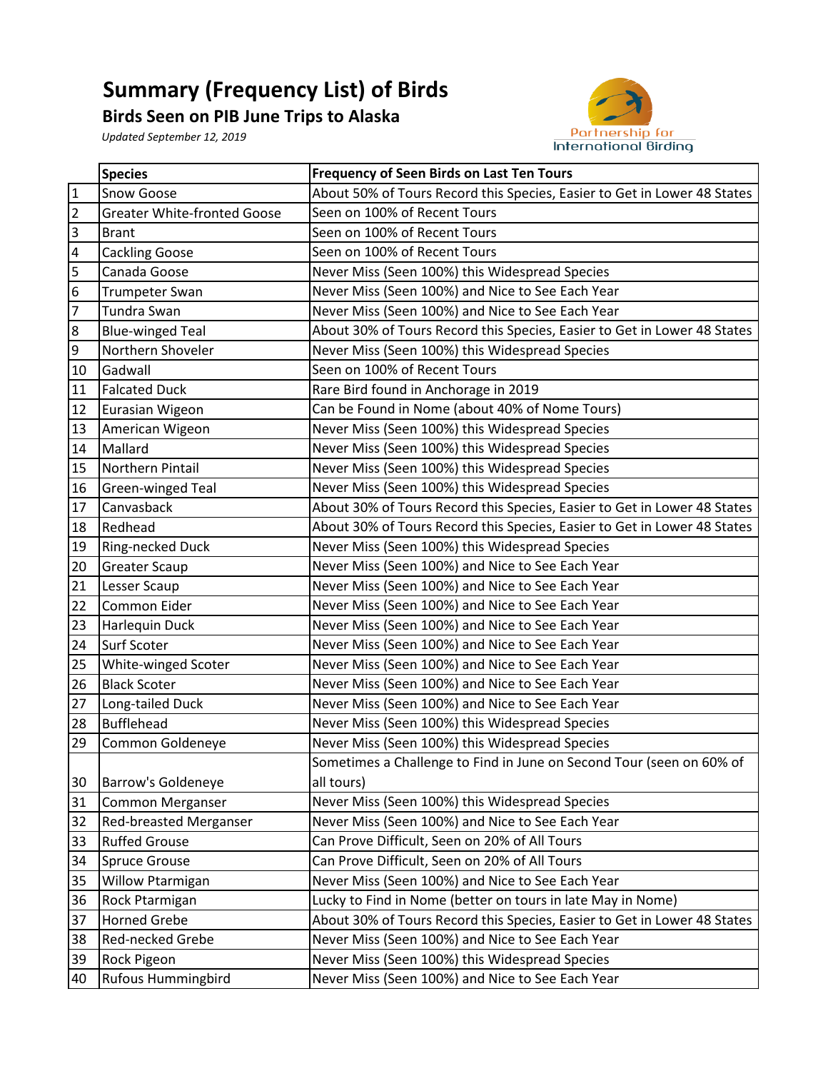# Summary (Frequency List) of Birds

## Birds Seen on PIB June Trips to Alaska

*Updated September 12, 2019*

Partnership for International Birding

| | Species | Frequency of Seen Birds on Last Ten Tours |
|---|---|---|
| 1 | Snow Goose | About 50% of Tours Record this Species, Easier to Get in Lower 48 States |
| 2 | Greater White-fronted Goose | Seen on 100% of Recent Tours |
| 3 | Brant | Seen on 100% of Recent Tours |
| 4 | Cackling Goose | Seen on 100% of Recent Tours |
| 5 | Canada Goose | Never Miss (Seen 100%) this Widespread Species |
| 6 | Trumpeter Swan | Never Miss (Seen 100%) and Nice to See Each Year |
| 7 | Tundra Swan | Never Miss (Seen 100%) and Nice to See Each Year |
| 8 | Blue-winged Teal | About 30% of Tours Record this Species, Easier to Get in Lower 48 States |
| 9 | Northern Shoveler | Never Miss (Seen 100%) this Widespread Species |
| 10 | Gadwall | Seen on 100% of Recent Tours |
| 11 | Falcated Duck | Rare Bird found in Anchorage in 2019 |
| 12 | Eurasian Wigeon | Can be Found in Nome (about 40% of Nome Tours) |
| 13 | American Wigeon | Never Miss (Seen 100%) this Widespread Species |
| 14 | Mallard | Never Miss (Seen 100%) this Widespread Species |
| 15 | Northern Pintail | Never Miss (Seen 100%) this Widespread Species |
| 16 | Green-winged Teal | Never Miss (Seen 100%) this Widespread Species |
| 17 | Canvasback | About 30% of Tours Record this Species, Easier to Get in Lower 48 States |
| 18 | Redhead | About 30% of Tours Record this Species, Easier to Get in Lower 48 States |
| 19 | Ring-necked Duck | Never Miss (Seen 100%) this Widespread Species |
| 20 | Greater Scaup | Never Miss (Seen 100%) and Nice to See Each Year |
| 21 | Lesser Scaup | Never Miss (Seen 100%) and Nice to See Each Year |
| 22 | Common Eider | Never Miss (Seen 100%) and Nice to See Each Year |
| 23 | Harlequin Duck | Never Miss (Seen 100%) and Nice to See Each Year |
| 24 | Surf Scoter | Never Miss (Seen 100%) and Nice to See Each Year |
| 25 | White-winged Scoter | Never Miss (Seen 100%) and Nice to See Each Year |
| 26 | Black Scoter | Never Miss (Seen 100%) and Nice to See Each Year |
| 27 | Long-tailed Duck | Never Miss (Seen 100%) and Nice to See Each Year |
| 28 | Bufflehead | Never Miss (Seen 100%) this Widespread Species |
| 29 | Common Goldeneye | Never Miss (Seen 100%) this Widespread Species |
| 30 | Barrow's Goldeneye | Sometimes a Challenge to Find in June on Second Tour (seen on 60% of all tours) |
| 31 | Common Merganser | Never Miss (Seen 100%) this Widespread Species |
| 32 | Red-breasted Merganser | Never Miss (Seen 100%) and Nice to See Each Year |
| 33 | Ruffed Grouse | Can Prove Difficult, Seen on 20% of All Tours |
| 34 | Spruce Grouse | Can Prove Difficult, Seen on 20% of All Tours |
| 35 | Willow Ptarmigan | Never Miss (Seen 100%) and Nice to See Each Year |
| 36 | Rock Ptarmigan | Lucky to Find in Nome (better on tours in late May in Nome) |
| 37 | Horned Grebe | About 30% of Tours Record this Species, Easier to Get in Lower 48 States |
| 38 | Red-necked Grebe | Never Miss (Seen 100%) and Nice to See Each Year |
| 39 | Rock Pigeon | Never Miss (Seen 100%) this Widespread Species |
| 40 | Rufous Hummingbird | Never Miss (Seen 100%) and Nice to See Each Year |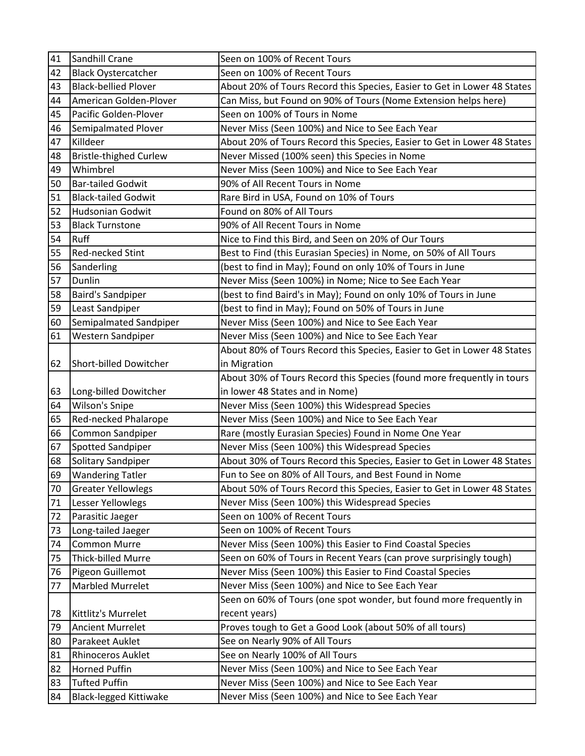| 41 | Sandhill Crane | Seen on 100% of Recent Tours |
|---|---|---|
| 42 | Black Oystercatcher | Seen on 100% of Recent Tours |
| 43 | Black-bellied Plover | About 20% of Tours Record this Species, Easier to Get in Lower 48 States |
| 44 | American Golden-Plover | Can Miss, but Found on 90% of Tours (Nome Extension helps here) |
| 45 | Pacific Golden-Plover | Seen on 100% of Tours in Nome |
| 46 | Semipalmated Plover | Never Miss (Seen 100%) and Nice to See Each Year |
| 47 | Killdeer | About 20% of Tours Record this Species, Easier to Get in Lower 48 States |
| 48 | Bristle-thighed Curlew | Never Missed (100% seen) this Species in Nome |
| 49 | Whimbrel | Never Miss (Seen 100%) and Nice to See Each Year |
| 50 | Bar-tailed Godwit | 90% of All Recent Tours in Nome |
| 51 | Black-tailed Godwit | Rare Bird in USA, Found on 10% of Tours |
| 52 | Hudsonian Godwit | Found on 80% of All Tours |
| 53 | Black Turnstone | 90% of All Recent Tours in Nome |
| 54 | Ruff | Nice to Find this Bird, and Seen on 20% of Our Tours |
| 55 | Red-necked Stint | Best to Find (this Eurasian Species) in Nome, on 50% of All Tours |
| 56 | Sanderling | (best to find in May); Found on only 10% of Tours in June |
| 57 | Dunlin | Never Miss (Seen 100%) in Nome; Nice to See Each Year |
| 58 | Baird's Sandpiper | (best to find Baird's in May); Found on only 10% of Tours in June |
| 59 | Least Sandpiper | (best to find in May); Found on 50% of Tours in June |
| 60 | Semipalmated Sandpiper | Never Miss (Seen 100%) and Nice to See Each Year |
| 61 | Western Sandpiper | Never Miss (Seen 100%) and Nice to See Each Year |
| 62 | Short-billed Dowitcher | About 80% of Tours Record this Species, Easier to Get in Lower 48 States in Migration |
| 63 | Long-billed Dowitcher | About 30% of Tours Record this Species (found more frequently in tours in lower 48 States and in Nome) |
| 64 | Wilson's Snipe | Never Miss (Seen 100%) this Widespread Species |
| 65 | Red-necked Phalarope | Never Miss (Seen 100%) and Nice to See Each Year |
| 66 | Common Sandpiper | Rare (mostly Eurasian Species) Found in Nome One Year |
| 67 | Spotted Sandpiper | Never Miss (Seen 100%) this Widespread Species |
| 68 | Solitary Sandpiper | About 30% of Tours Record this Species, Easier to Get in Lower 48 States |
| 69 | Wandering Tatler | Fun to See on 80% of All Tours, and Best Found in Nome |
| 70 | Greater Yellowlegs | About 50% of Tours Record this Species, Easier to Get in Lower 48 States |
| 71 | Lesser Yellowlegs | Never Miss (Seen 100%) this Widespread Species |
| 72 | Parasitic Jaeger | Seen on 100% of Recent Tours |
| 73 | Long-tailed Jaeger | Seen on 100% of Recent Tours |
| 74 | Common Murre | Never Miss (Seen 100%) this Easier to Find Coastal Species |
| 75 | Thick-billed Murre | Seen on 60% of Tours in Recent Years (can prove surprisingly tough) |
| 76 | Pigeon Guillemot | Never Miss (Seen 100%) this Easier to Find Coastal Species |
| 77 | Marbled Murrelet | Never Miss (Seen 100%) and Nice to See Each Year |
| 78 | Kittlitz's Murrelet | Seen on 60% of Tours (one spot wonder, but found more frequently in recent years) |
| 79 | Ancient Murrelet | Proves tough to Get a Good Look (about 50% of all tours) |
| 80 | Parakeet Auklet | See on Nearly 90% of All Tours |
| 81 | Rhinoceros Auklet | See on Nearly 100% of All Tours |
| 82 | Horned Puffin | Never Miss (Seen 100%) and Nice to See Each Year |
| 83 | Tufted Puffin | Never Miss (Seen 100%) and Nice to See Each Year |
| 84 | Black-legged Kittiwake | Never Miss (Seen 100%) and Nice to See Each Year |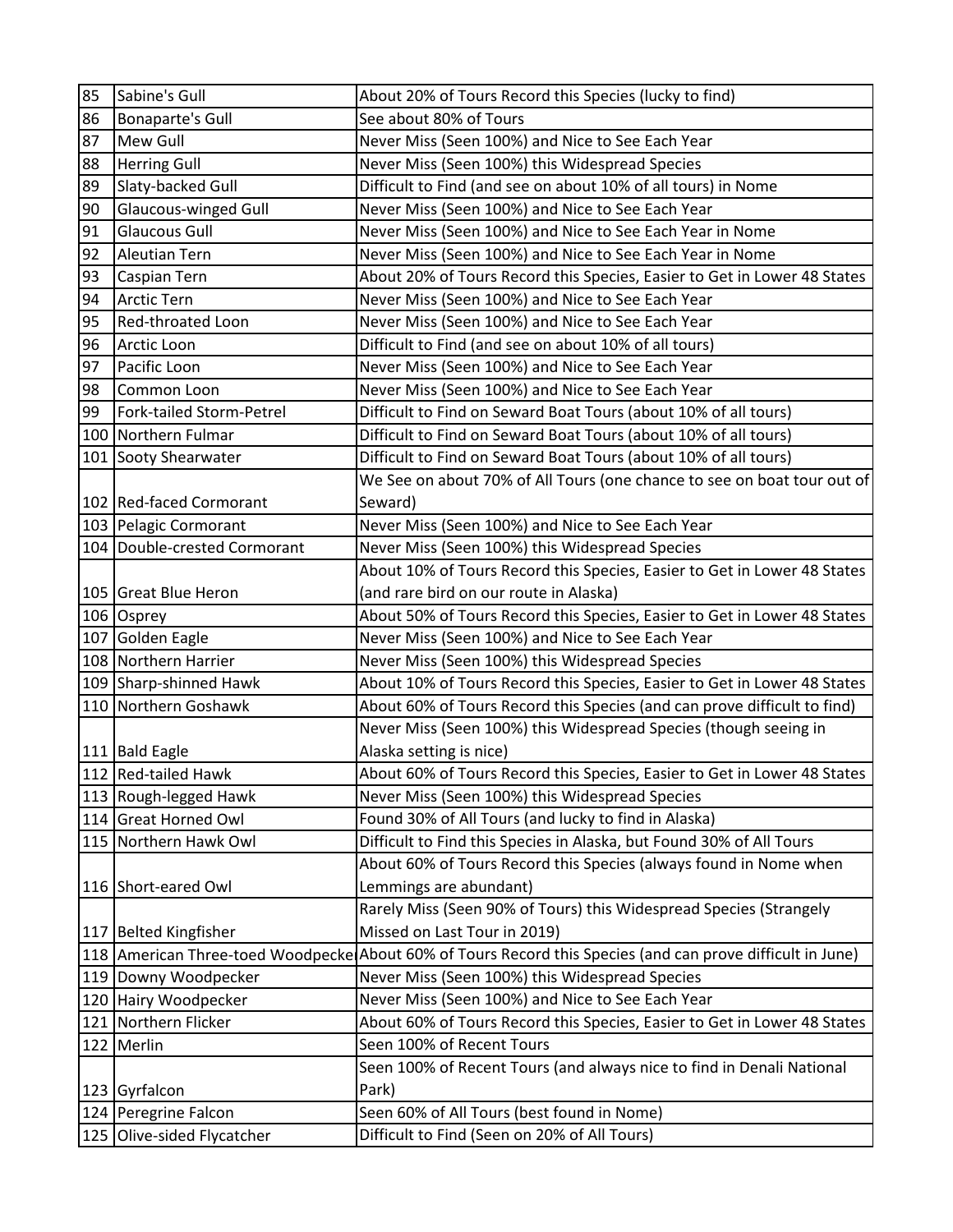| 85 | Sabine's Gull | About 20% of Tours Record this Species (lucky to find) |
|---|---|---|
| 86 | Bonaparte's Gull | See about 80% of Tours |
| 87 | Mew Gull | Never Miss (Seen 100%) and Nice to See Each Year |
| 88 | Herring Gull | Never Miss (Seen 100%) this Widespread Species |
| 89 | Slaty-backed Gull | Difficult to Find (and see on about 10% of all tours) in Nome |
| 90 | Glaucous-winged Gull | Never Miss (Seen 100%) and Nice to See Each Year |
| 91 | Glaucous Gull | Never Miss (Seen 100%) and Nice to See Each Year in Nome |
| 92 | Aleutian Tern | Never Miss (Seen 100%) and Nice to See Each Year in Nome |
| 93 | Caspian Tern | About 20% of Tours Record this Species, Easier to Get in Lower 48 States |
| 94 | Arctic Tern | Never Miss (Seen 100%) and Nice to See Each Year |
| 95 | Red-throated Loon | Never Miss (Seen 100%) and Nice to See Each Year |
| 96 | Arctic Loon | Difficult to Find (and see on about 10% of all tours) |
| 97 | Pacific Loon | Never Miss (Seen 100%) and Nice to See Each Year |
| 98 | Common Loon | Never Miss (Seen 100%) and Nice to See Each Year |
| 99 | Fork-tailed Storm-Petrel | Difficult to Find on Seward Boat Tours (about 10% of all tours) |
| 100 | Northern Fulmar | Difficult to Find on Seward Boat Tours (about 10% of all tours) |
| 101 | Sooty Shearwater | Difficult to Find on Seward Boat Tours (about 10% of all tours) |
| 102 | Red-faced Cormorant | We See on about 70% of All Tours (one chance to see on boat tour out of Seward) |
| 103 | Pelagic Cormorant | Never Miss (Seen 100%) and Nice to See Each Year |
| 104 | Double-crested Cormorant | Never Miss (Seen 100%) this Widespread Species |
| 105 | Great Blue Heron | About 10% of Tours Record this Species, Easier to Get in Lower 48 States (and rare bird on our route in Alaska) |
| 106 | Osprey | About 50% of Tours Record this Species, Easier to Get in Lower 48 States |
| 107 | Golden Eagle | Never Miss (Seen 100%) and Nice to See Each Year |
| 108 | Northern Harrier | Never Miss (Seen 100%) this Widespread Species |
| 109 | Sharp-shinned Hawk | About 10% of Tours Record this Species, Easier to Get in Lower 48 States |
| 110 | Northern Goshawk | About 60% of Tours Record this Species (and can prove difficult to find) |
| 111 | Bald Eagle | Never Miss (Seen 100%) this Widespread Species (though seeing in Alaska setting is nice) |
| 112 | Red-tailed Hawk | About 60% of Tours Record this Species, Easier to Get in Lower 48 States |
| 113 | Rough-legged Hawk | Never Miss (Seen 100%) this Widespread Species |
| 114 | Great Horned Owl | Found 30% of All Tours (and lucky to find in Alaska) |
| 115 | Northern Hawk Owl | Difficult to Find this Species in Alaska, but Found 30% of All Tours |
| 116 | Short-eared Owl | About 60% of Tours Record this Species (always found in Nome when Lemmings are abundant) |
| 117 | Belted Kingfisher | Rarely Miss (Seen 90% of Tours) this Widespread Species (Strangely Missed on Last Tour in 2019) |
| 118 | American Three-toed Woodpecker | About 60% of Tours Record this Species (and can prove difficult in June) |
| 119 | Downy Woodpecker | Never Miss (Seen 100%) this Widespread Species |
| 120 | Hairy Woodpecker | Never Miss (Seen 100%) and Nice to See Each Year |
| 121 | Northern Flicker | About 60% of Tours Record this Species, Easier to Get in Lower 48 States |
| 122 | Merlin | Seen 100% of Recent Tours |
| 123 | Gyrfalcon | Seen 100% of Recent Tours (and always nice to find in Denali National Park) |
| 124 | Peregrine Falcon | Seen 60% of All Tours (best found in Nome) |
| 125 | Olive-sided Flycatcher | Difficult to Find (Seen on 20% of All Tours) |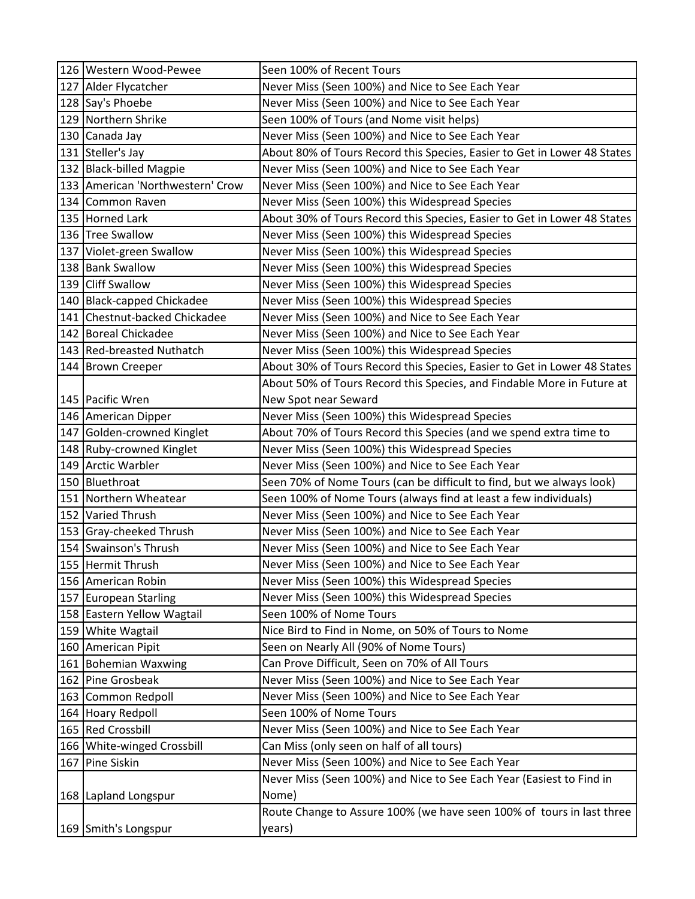| | | |
|---|---|---|
| 126 | Western Wood-Pewee | Seen 100% of Recent Tours |
| 127 | Alder Flycatcher | Never Miss (Seen 100%) and Nice to See Each Year |
| 128 | Say's Phoebe | Never Miss (Seen 100%) and Nice to See Each Year |
| 129 | Northern Shrike | Seen 100% of Tours (and Nome visit helps) |
| 130 | Canada Jay | Never Miss (Seen 100%) and Nice to See Each Year |
| 131 | Steller's Jay | About 80% of Tours Record this Species, Easier to Get in Lower 48 States |
| 132 | Black-billed Magpie | Never Miss (Seen 100%) and Nice to See Each Year |
| 133 | American 'Northwestern' Crow | Never Miss (Seen 100%) and Nice to See Each Year |
| 134 | Common Raven | Never Miss (Seen 100%) this Widespread Species |
| 135 | Horned Lark | About 30% of Tours Record this Species, Easier to Get in Lower 48 States |
| 136 | Tree Swallow | Never Miss (Seen 100%) this Widespread Species |
| 137 | Violet-green Swallow | Never Miss (Seen 100%) this Widespread Species |
| 138 | Bank Swallow | Never Miss (Seen 100%) this Widespread Species |
| 139 | Cliff Swallow | Never Miss (Seen 100%) this Widespread Species |
| 140 | Black-capped Chickadee | Never Miss (Seen 100%) this Widespread Species |
| 141 | Chestnut-backed Chickadee | Never Miss (Seen 100%) and Nice to See Each Year |
| 142 | Boreal Chickadee | Never Miss (Seen 100%) and Nice to See Each Year |
| 143 | Red-breasted Nuthatch | Never Miss (Seen 100%) this Widespread Species |
| 144 | Brown Creeper | About 30% of Tours Record this Species, Easier to Get in Lower 48 States |
| 145 | Pacific Wren | About 50% of Tours Record this Species, and Findable More in Future at New Spot near Seward |
| 146 | American Dipper | Never Miss (Seen 100%) this Widespread Species |
| 147 | Golden-crowned Kinglet | About 70% of Tours Record this Species (and we spend extra time to |
| 148 | Ruby-crowned Kinglet | Never Miss (Seen 100%) this Widespread Species |
| 149 | Arctic Warbler | Never Miss (Seen 100%) and Nice to See Each Year |
| 150 | Bluethroat | Seen 70% of Nome Tours (can be difficult to find, but we always look) |
| 151 | Northern Wheatear | Seen 100% of Nome Tours (always find at least a few individuals) |
| 152 | Varied Thrush | Never Miss (Seen 100%) and Nice to See Each Year |
| 153 | Gray-cheeked Thrush | Never Miss (Seen 100%) and Nice to See Each Year |
| 154 | Swainson's Thrush | Never Miss (Seen 100%) and Nice to See Each Year |
| 155 | Hermit Thrush | Never Miss (Seen 100%) and Nice to See Each Year |
| 156 | American Robin | Never Miss (Seen 100%) this Widespread Species |
| 157 | European Starling | Never Miss (Seen 100%) this Widespread Species |
| 158 | Eastern Yellow Wagtail | Seen 100% of Nome Tours |
| 159 | White Wagtail | Nice Bird to Find in Nome, on 50% of Tours to Nome |
| 160 | American Pipit | Seen on Nearly All (90% of Nome Tours) |
| 161 | Bohemian Waxwing | Can Prove Difficult, Seen on 70% of All Tours |
| 162 | Pine Grosbeak | Never Miss (Seen 100%) and Nice to See Each Year |
| 163 | Common Redpoll | Never Miss (Seen 100%) and Nice to See Each Year |
| 164 | Hoary Redpoll | Seen 100% of Nome Tours |
| 165 | Red Crossbill | Never Miss (Seen 100%) and Nice to See Each Year |
| 166 | White-winged Crossbill | Can Miss (only seen on half of all tours) |
| 167 | Pine Siskin | Never Miss (Seen 100%) and Nice to See Each Year |
| 168 | Lapland Longspur | Never Miss (Seen 100%) and Nice to See Each Year (Easiest to Find in Nome) |
| 169 | Smith's Longspur | Route Change to Assure 100% (we have seen 100% of tours in last three years) |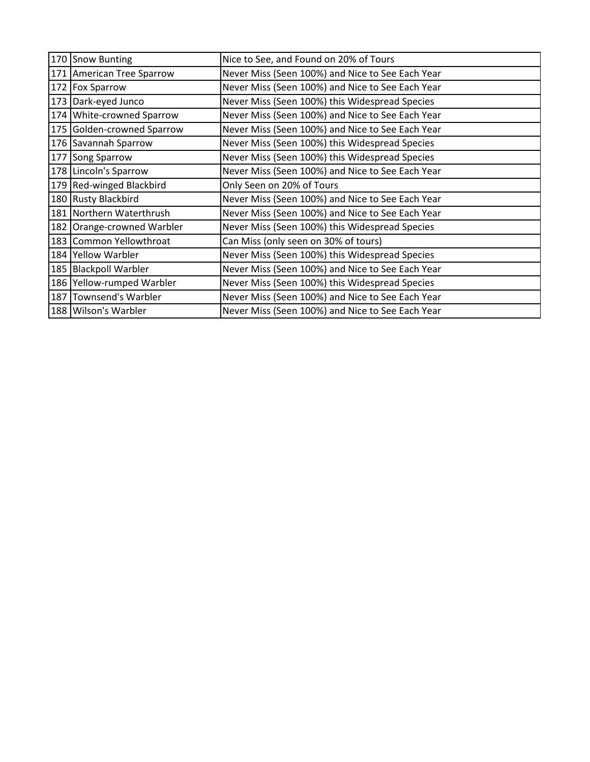| | | |
|---|---|---|
| 170 | Snow Bunting | Nice to See, and Found on 20% of Tours |
| 171 | American Tree Sparrow | Never Miss (Seen 100%) and Nice to See Each Year |
| 172 | Fox Sparrow | Never Miss (Seen 100%) and Nice to See Each Year |
| 173 | Dark-eyed Junco | Never Miss (Seen 100%) this Widespread Species |
| 174 | White-crowned Sparrow | Never Miss (Seen 100%) and Nice to See Each Year |
| 175 | Golden-crowned Sparrow | Never Miss (Seen 100%) and Nice to See Each Year |
| 176 | Savannah Sparrow | Never Miss (Seen 100%) this Widespread Species |
| 177 | Song Sparrow | Never Miss (Seen 100%) this Widespread Species |
| 178 | Lincoln's Sparrow | Never Miss (Seen 100%) and Nice to See Each Year |
| 179 | Red-winged Blackbird | Only Seen on 20% of Tours |
| 180 | Rusty Blackbird | Never Miss (Seen 100%) and Nice to See Each Year |
| 181 | Northern Waterthrush | Never Miss (Seen 100%) and Nice to See Each Year |
| 182 | Orange-crowned Warbler | Never Miss (Seen 100%) this Widespread Species |
| 183 | Common Yellowthroat | Can Miss (only seen on 30% of tours) |
| 184 | Yellow Warbler | Never Miss (Seen 100%) this Widespread Species |
| 185 | Blackpoll Warbler | Never Miss (Seen 100%) and Nice to See Each Year |
| 186 | Yellow-rumped Warbler | Never Miss (Seen 100%) this Widespread Species |
| 187 | Townsend's Warbler | Never Miss (Seen 100%) and Nice to See Each Year |
| 188 | Wilson's Warbler | Never Miss (Seen 100%) and Nice to See Each Year |